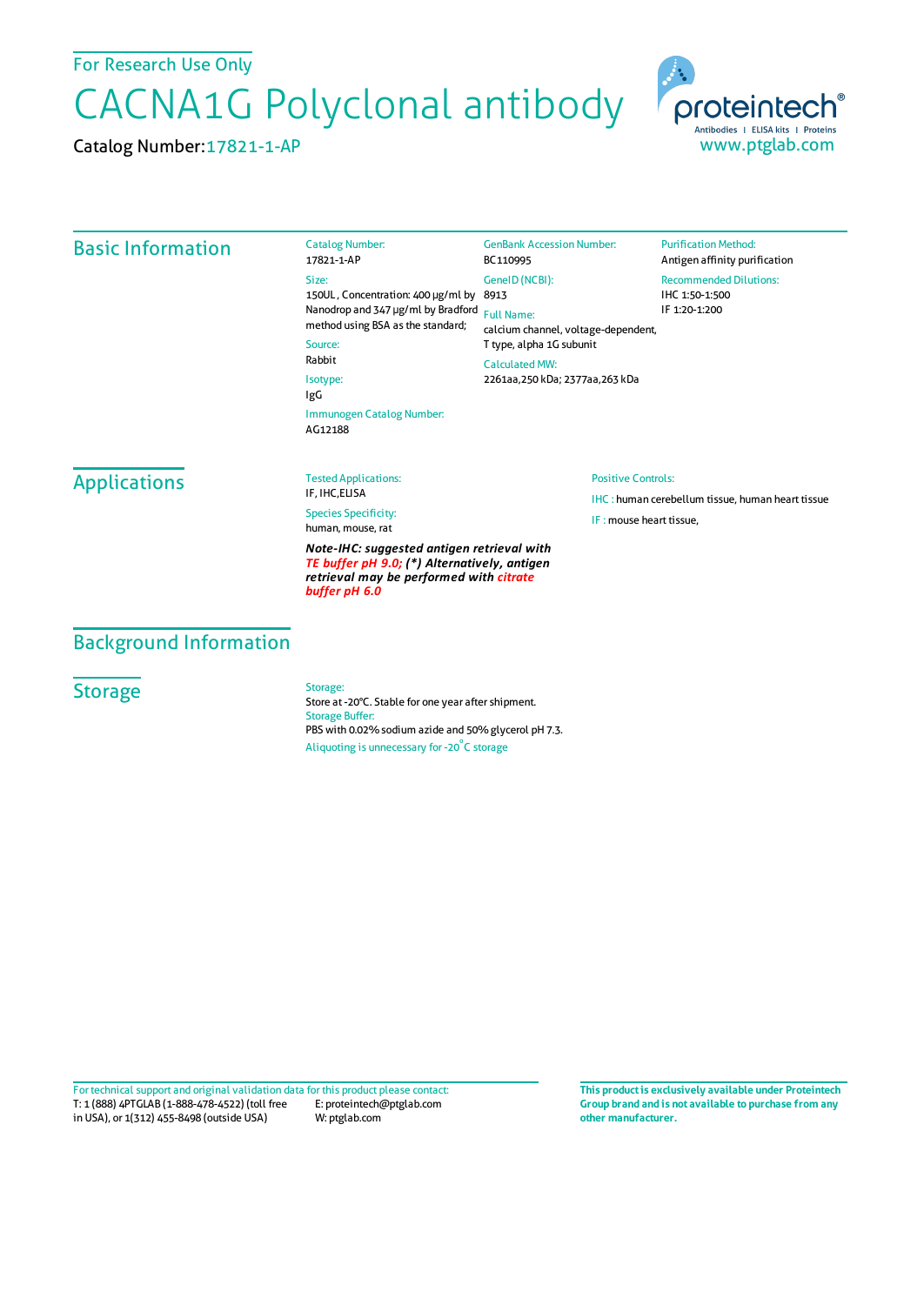For Research Use Only

# CACNA1G Polyclonal antibody

Catalog Number: 17821-1-AP

proteintech®
Antibodies | ELISA kits | Proteins
www.ptglab.com

## Basic Information

Catalog Number:
17821-1-AP

Size:
150UL , Concentration: 400 μg/ml by Nanodrop and 347 μg/ml by Bradford method using BSA as the standard;

Source:
Rabbit

Isotype:
IgG

Immunogen Catalog Number:
AG12188

GenBank Accession Number:
BC110995

GeneID (NCBI):
8913

Full Name:
calcium channel, voltage-dependent, T type, alpha 1G subunit

Calculated MW:
2261aa,250 kDa; 2377aa,263 kDa

Purification Method:
Antigen affinity purification

Recommended Dilutions:
IHC 1:50-1:500
IF 1:20-1:200

## Applications

Tested Applications:
IF, IHC,ELISA

Species Specificity:
human, mouse, rat

***Note-IHC: suggested antigen retrieval with TE buffer pH 9.0; (\*) Alternatively, antigen retrieval may be performed with citrate buffer pH 6.0***

Positive Controls:

IHC : human cerebellum tissue, human heart tissue

IF : mouse heart tissue,

## Background Information

## Storage

Storage:
Store at -20°C. Stable for one year after shipment.
Storage Buffer:
PBS with 0.02% sodium azide and 50% glycerol pH 7.3.
Aliquoting is unnecessary for -20°C storage

For technical support and original validation data for this product please contact:
T: 1 (888) 4PTGLAB (1-888-478-4522) (toll free in USA), or 1(312) 455-8498 (outside USA)
E: proteintech@ptglab.com
W: ptglab.com

**This product is exclusively available under Proteintech Group brand and is not available to purchase from any other manufacturer.**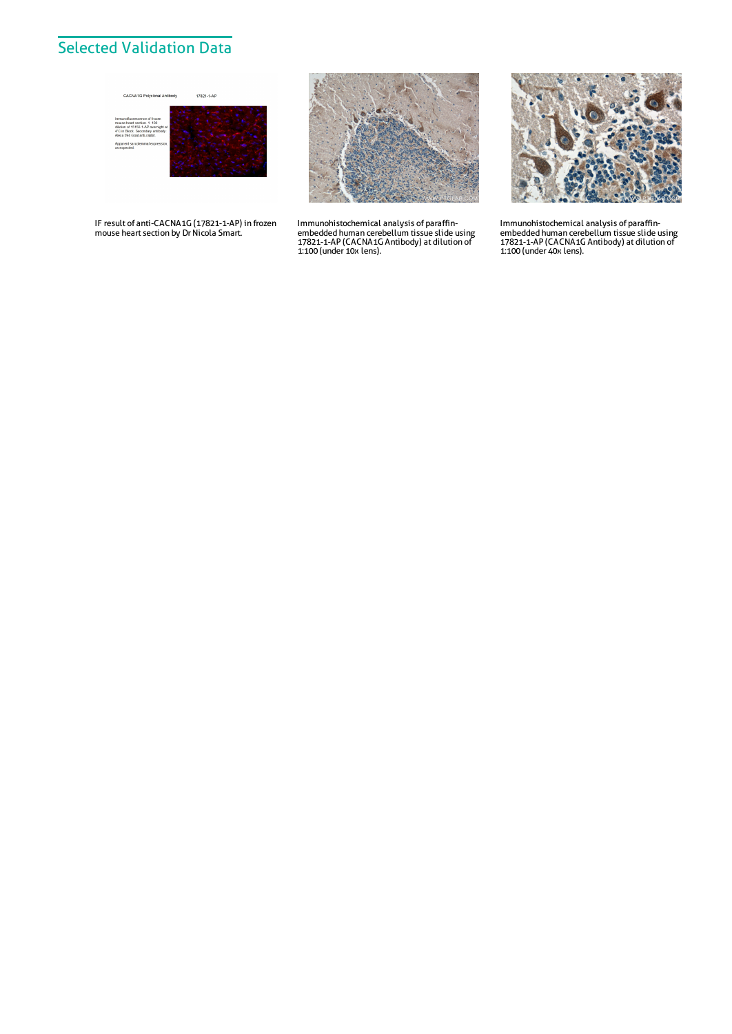## Selected Validation Data

IF result of anti-CACNA1G (17821-1-AP) in frozen mouse heart section by Dr Nicola Smart.

Immunohistochemical analysis of paraffin-embedded human cerebellum tissue slide using 17821-1-AP (CACNA1G Antibody) at dilution of 1:100 (under 10x lens).

Immunohistochemical analysis of paraffin-embedded human cerebellum tissue slide using 17821-1-AP (CACNA1G Antibody) at dilution of 1:100 (under 40x lens).